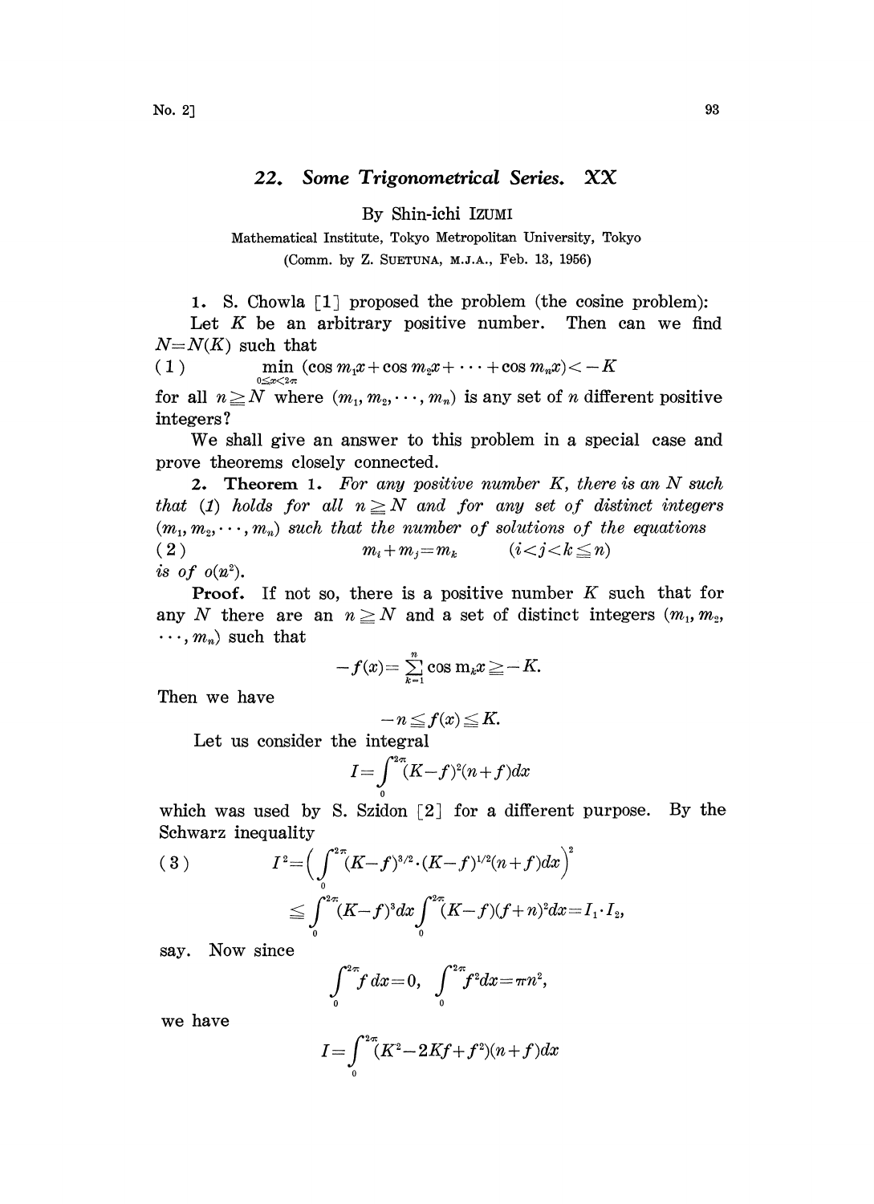# 22. *Some Trigonometrical Series. XX*

By Shin-ichi IZUMI

Mathematical Institute, Tokyo Metropolitan University, Tokyo

(Comm. by Z. SUETUNA, M.J.A., Feb. 13, 1956)

1. S. Chowla [1] proposed the problem (the cosine problem):

Let $K$ be an arbitrary positive number. Then can we find $N=N(K)$ such that

$$\min_{0\leq x<2\pi} (\cos m_1 x+\cos m_2 x+\cdots+\cos m_n x)<-K \tag{1}$$

for all $n\geqq N$ where $(m_1, m_2, \cdots, m_n)$ is any set of $n$ different positive integers?

We shall give an answer to this problem in a special case and prove theorems closely connected.

2. **Theorem 1.** *For any positive number $K$, there is an $N$ such that (1) holds for all $n\geqq N$ and for any set of distinct integers $(m_1, m_2, \cdots, m_n)$ such that the number of solutions of the equations*

$$m_i+m_j=m_k \qquad (i<j<k\leqq n) \tag{2}$$

*is of $o(n^2)$.*

**Proof.** If not so, there is a positive number $K$ such that for any $N$ there are an $n\geqq N$ and a set of distinct integers $(m_1, m_2, \cdots, m_n)$ such that

$$-f(x)=\sum_{k=1}^{n} \cos m_k x\geqq -K.$$

Then we have

$$-n\leqq f(x)\leqq K.$$

Let us consider the integral

$$I=\int_0^{2\pi}(K-f)^2(n+f)dx$$

which was used by S. Szidon [2] for a different purpose. By the Schwarz inequality

$$\begin{aligned} I^2&=\Big(\int_0^{2\pi}(K-f)^{3/2}\cdot(K-f)^{1/2}(n+f)dx\Big)^2 \\ &\leqq \int_0^{2\pi}(K-f)^3 dx\int_0^{2\pi}(K-f)(f+n)^2 dx=I_1\cdot I_2, \end{aligned} \tag{3}$$

say. Now since

$$\int_0^{2\pi} f\,dx=0,\quad \int_0^{2\pi} f^2 dx=\pi n^2,$$

we have

$$I=\int_0^{2\pi}(K^2-2Kf+f^2)(n+f)dx$$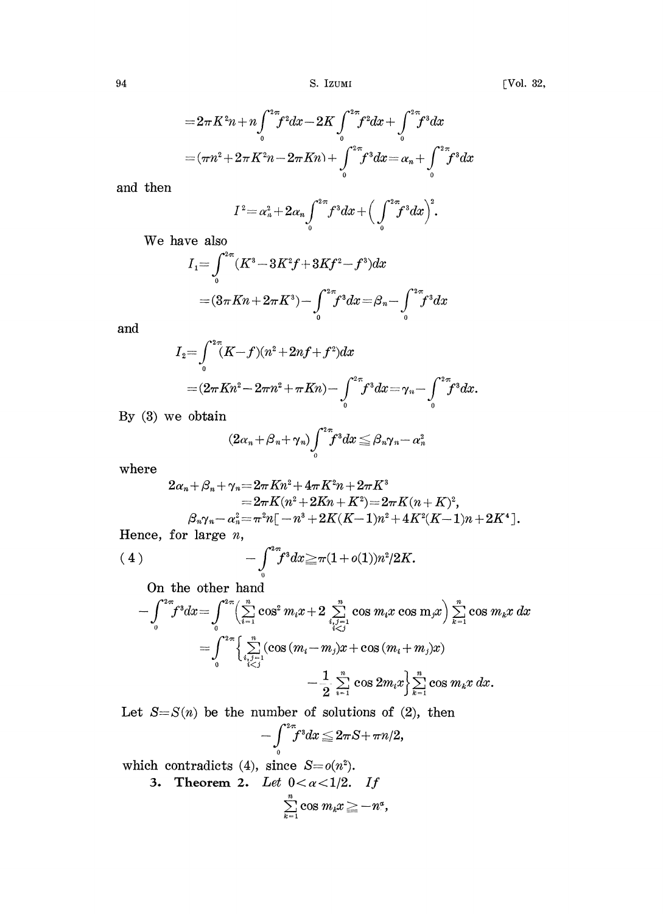$$= 2\pi K^2 n + n\int_0^{2\pi} f^2 dx - 2K\int_0^{2\pi} f^2 dx + \int_0^{2\pi} f^3 dx$$

$$= (\pi n^2 + 2\pi K^2 n - 2\pi K n) + \int_0^{2\pi} f^3 dx = \alpha_n + \int_0^{2\pi} f^3 dx$$

and then

$$I^2 = \alpha_n^2 + 2\alpha_n \int_0^{2\pi} f^3 dx + \Big(\int_0^{2\pi} f^3 dx\Big)^2.$$

We have also

$$I_1 = \int_0^{2\pi} (K^3 - 3K^2 f + 3K f^2 - f^3) dx$$

$$= (3\pi K n + 2\pi K^3) - \int_0^{2\pi} f^3 dx = \beta_n - \int_0^{2\pi} f^3 dx$$

and

$$I_2 = \int_0^{2\pi} (K - f)(n^2 + 2nf + f^2) dx$$

$$= (2\pi K n^2 - 2\pi n^2 + \pi K n) - \int_0^{2\pi} f^3 dx = \gamma_n - \int_0^{2\pi} f^3 dx.$$

By (3) we obtain

$$(2\alpha_n + \beta_n + \gamma_n)\int_0^{2\pi} f^3 dx \leqq \beta_n \gamma_n - \alpha_n^2$$

where

$$2\alpha_n + \beta_n + \gamma_n = 2\pi K n^2 + 4\pi K^2 n + 2\pi K^3$$
$$= 2\pi K(n^2 + 2Kn + K^2) = 2\pi K(n + K)^2,$$
$$\beta_n \gamma_n - \alpha_n^2 = \pi^2 n[-n^3 + 2K(K-1)n^2 + 4K^2(K-1)n + 2K^4].$$

Hence, for large $n$,

$$-\int_0^{2\pi} f^3 dx \geqq \pi(1 + o(1))n^2/2K. \tag{4}$$

On the other hand

$$-\int_0^{2\pi} f^3 dx = \int_0^{2\pi}\Big(\sum_{i=1}^n \cos^2 m_i x + 2\sum_{\substack{i,j=1\\ i<j}}^n \cos m_i x \cos m_j x\Big)\sum_{k=1}^n \cos m_k x\, dx$$

$$= \int_0^{2\pi}\Big\{\sum_{\substack{i,j=1\\ i<j}}^n (\cos(m_i - m_j)x + \cos(m_i + m_j)x)$$
$$- \frac{1}{2}\sum_{i=1}^n \cos 2m_i x\Big\}\sum_{k=1}^n \cos m_k x\, dx.$$

Let $S = S(n)$ be the number of solutions of (2), then

$$-\int_0^{2\pi} f^3 dx \leqq 2\pi S + \pi n/2,$$

which contradicts (4), since $S = o(n^2)$.

**3. Theorem 2.** *Let* $0 < \alpha < 1/2$. *If*

$$\sum_{k=1}^n \cos m_k x \geqq -n^\alpha,$$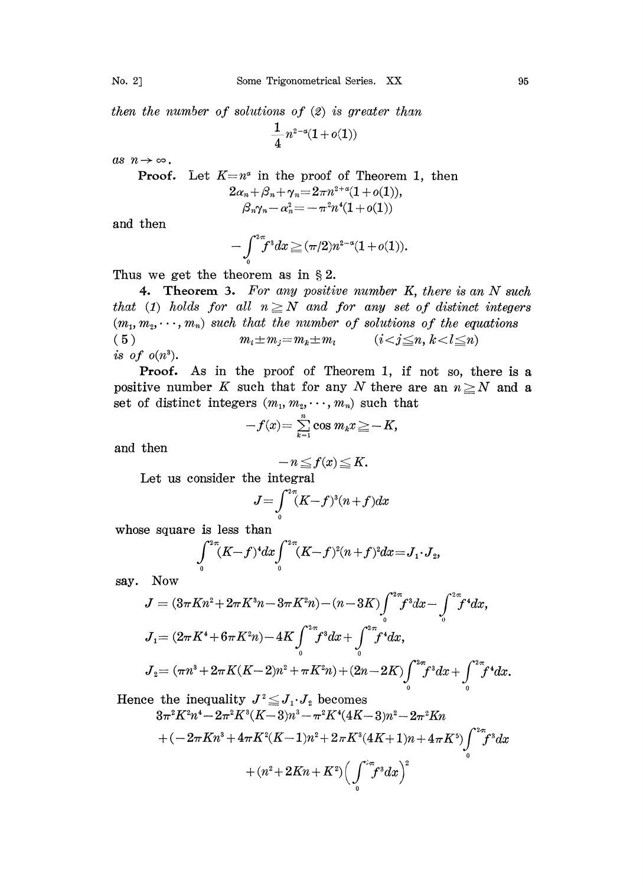*then the number of solutions of (2) is greater than*

$$\frac{1}{4}n^{2-\alpha}(1+o(1))$$

*as* $n\to\infty$.

**Proof.** Let $K=n^\alpha$ in the proof of Theorem 1, then

$$2\alpha_n+\beta_n+\gamma_n=2\pi n^{2+\alpha}(1+o(1)),$$
$$\beta_n\gamma_n-\alpha_n^2=-\pi^2 n^4(1+o(1))$$

and then

$$-\int_0^{2\pi} f^3 dx \geqq (\pi/2)n^{2-\alpha}(1+o(1)).$$

Thus we get the theorem as in § 2.

**4. Theorem 3.** *For any positive number $K$, there is an $N$ such that (1) holds for all $n\geqq N$ and for any set of distinct integers $(m_1, m_2, \cdots, m_n)$ such that the number of solutions of the equations*

$$(5)\qquad m_i\pm m_j=m_k\pm m_l \qquad (i<j\leqq n,\ k<l\leqq n)$$

*is of $o(n^3)$.*

**Proof.** As in the proof of Theorem 1, if not so, there is a positive number $K$ such that for any $N$ there are an $n\geqq N$ and a set of distinct integers $(m_1, m_2, \cdots, m_n)$ such that

$$-f(x)=\sum_{k=1}^{n}\cos m_k x\geqq -K,$$

and then

$$-n\leqq f(x)\leqq K.$$

Let us consider the integral

$$J=\int_0^{2\pi}(K-f)^3(n+f)dx$$

whose square is less than

$$\int_0^{2\pi}(K-f)^4 dx\int_0^{2\pi}(K-f)^2(n+f)^2 dx=J_1\cdot J_2,$$

say. Now

$$J=(3\pi Kn^2+2\pi K^3 n-3\pi K^2 n)-(n-3K)\int_0^{2\pi}f^3dx-\int_0^{2\pi}f^4dx,$$

$$J_1=(2\pi K^4+6\pi K^2 n)-4K\int_0^{2\pi}f^3dx+\int_0^{2\pi}f^4dx,$$

$$J_2=(\pi n^3+2\pi K(K-2)n^2+\pi K^2 n)+(2n-2K)\int_0^{2\pi}f^3dx+\int_0^{2\pi}f^4dx.$$

Hence the inequality $J^2\leqq J_1\cdot J_2$ becomes

$$3\pi^2K^2n^4-2\pi^2K^3(K-3)n^3-\pi^2K^4(4K-3)n^2-2\pi^2Kn$$
$$+(-2\pi Kn^3+4\pi K^2(K-1)n^2+2\pi K^3(4K+1)n+4\pi K^5)\int_0^{2\pi}f^3dx$$
$$+(n^2+2Kn+K^2)\left(\int_0^{2\pi}f^3dx\right)^2$$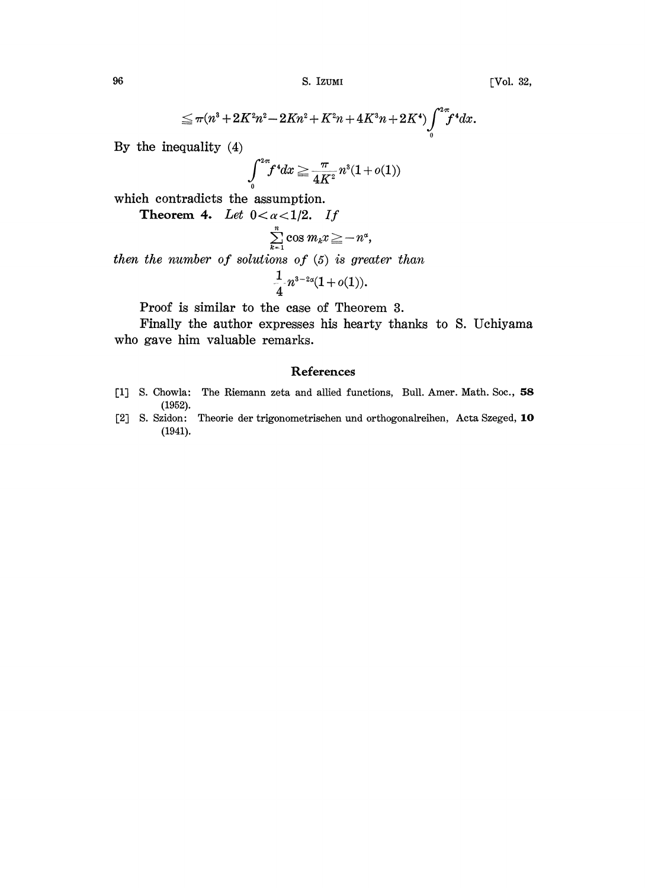$$\leqq \pi(n^3 + 2K^2n^2 - 2Kn^2 + K^2n + 4K^3n + 2K^4)\int_0^{2\pi} f^4 dx.$$

By the inequality (4)

$$\int_0^{2\pi} f^4 dx \geqq \frac{\pi}{4K^2} n^3(1 + o(1))$$

which contradicts the assumption.

**Theorem 4.** *Let* $0 < \alpha < 1/2$. *If*

$$\sum_{k=1}^{n} \cos m_k x \geqq -n^\alpha,$$

*then the number of solutions of (5) is greater than*

$$\frac{1}{4} n^{3-2\alpha}(1 + o(1)).$$

Proof is similar to the case of Theorem 3.

Finally the author expresses his hearty thanks to S. Uchiyama who gave him valuable remarks.

## References

[1] S. Chowla: The Riemann zeta and allied functions, Bull. Amer. Math. Soc., **58** (1952).

[2] S. Szidon: Theorie der trigonometrischen und orthogonalreihen, Acta Szeged, **10** (1941).